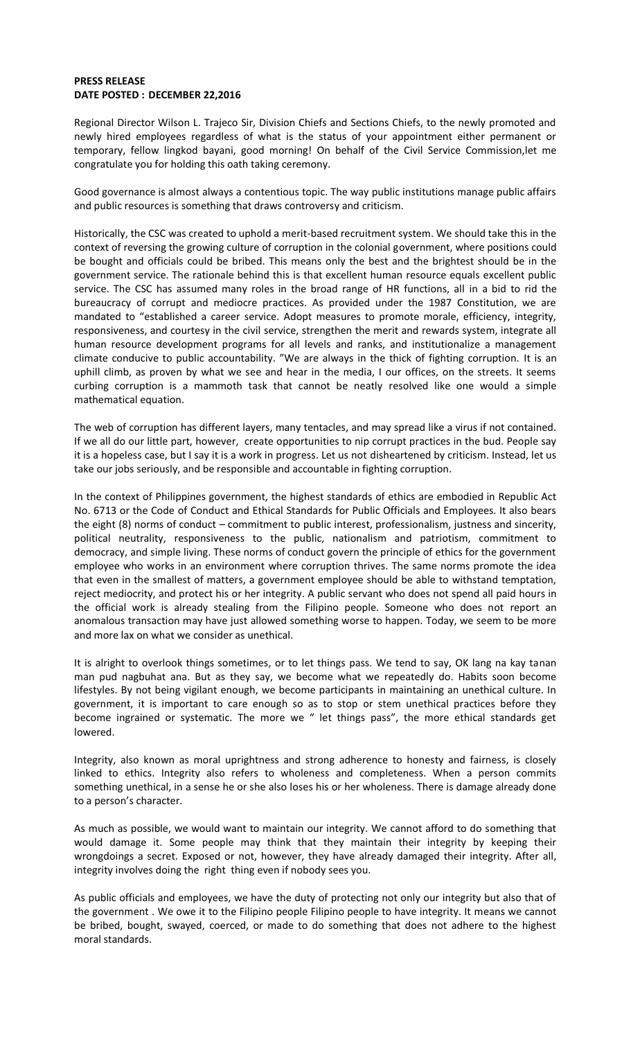**PRESS RELEASE**
**DATE POSTED : DECEMBER 22,2016**

Regional Director Wilson L. Trajeco Sir, Division Chiefs and Sections Chiefs, to the newly promoted and newly hired employees regardless of what is the status of your appointment either permanent or temporary, fellow lingkod bayani, good morning! On behalf of the Civil Service Commission,let me congratulate you for holding this oath taking ceremony.

Good governance is almost always a contentious topic. The way public institutions manage public affairs and public resources is something that draws controversy and criticism.

Historically, the CSC was created to uphold a merit-based recruitment system. We should take this in the context of reversing the growing culture of corruption in the colonial government, where positions could be bought and officials could be bribed. This means only the best and the brightest should be in the government service. The rationale behind this is that excellent human resource equals excellent public service. The CSC has assumed many roles in the broad range of HR functions, all in a bid to rid the bureaucracy of corrupt and mediocre practices. As provided under the 1987 Constitution, we are mandated to "established a career service. Adopt measures to promote morale, efficiency, integrity, responsiveness, and courtesy in the civil service, strengthen the merit and rewards system, integrate all human resource development programs for all levels and ranks, and institutionalize a management climate conducive to public accountability. "We are always in the thick of fighting corruption. It is an uphill climb, as proven by what we see and hear in the media, I our offices, on the streets. It seems curbing corruption is a mammoth task that cannot be neatly resolved like one would a simple mathematical equation.

The web of corruption has different layers, many tentacles, and may spread like a virus if not contained. If we all do our little part, however, create opportunities to nip corrupt practices in the bud. People say it is a hopeless case, but I say it is a work in progress. Let us not disheartened by criticism. Instead, let us take our jobs seriously, and be responsible and accountable in fighting corruption.

In the context of Philippines government, the highest standards of ethics are embodied in Republic Act No. 6713 or the Code of Conduct and Ethical Standards for Public Officials and Employees. It also bears the eight (8) norms of conduct – commitment to public interest, professionalism, justness and sincerity, political neutrality, responsiveness to the public, nationalism and patriotism, commitment to democracy, and simple living. These norms of conduct govern the principle of ethics for the government employee who works in an environment where corruption thrives. The same norms promote the idea that even in the smallest of matters, a government employee should be able to withstand temptation, reject mediocrity, and protect his or her integrity. A public servant who does not spend all paid hours in the official work is already stealing from the Filipino people. Someone who does not report an anomalous transaction may have just allowed something worse to happen. Today, we seem to be more and more lax on what we consider as unethical.

It is alright to overlook things sometimes, or to let things pass. We tend to say, OK lang na kay tanan man pud nagbuhat ana. But as they say, we become what we repeatedly do. Habits soon become lifestyles. By not being vigilant enough, we become participants in maintaining an unethical culture. In government, it is important to care enough so as to stop or stem unethical practices before they become ingrained or systematic. The more we " let things pass", the more ethical standards get lowered.

Integrity, also known as moral uprightness and strong adherence to honesty and fairness, is closely linked to ethics. Integrity also refers to wholeness and completeness. When a person commits something unethical, in a sense he or she also loses his or her wholeness. There is damage already done to a person's character.

As much as possible, we would want to maintain our integrity. We cannot afford to do something that would damage it. Some people may think that they maintain their integrity by keeping their wrongdoings a secret. Exposed or not, however, they have already damaged their integrity. After all, integrity involves doing the right thing even if nobody sees you.

As public officials and employees, we have the duty of protecting not only our integrity but also that of the government . We owe it to the Filipino people Filipino people to have integrity. It means we cannot be bribed, bought, swayed, coerced, or made to do something that does not adhere to the highest moral standards.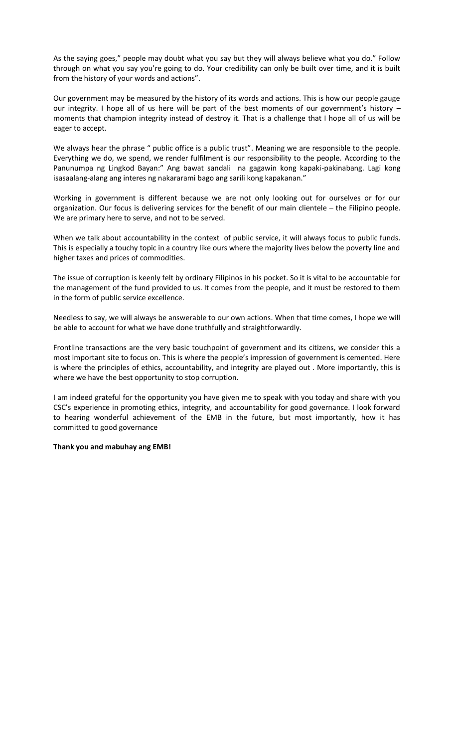As the saying goes," people may doubt what you say but they will always believe what you do." Follow through on what you say you're going to do. Your credibility can only be built over time, and it is built from the history of your words and actions".

Our government may be measured by the history of its words and actions. This is how our people gauge our integrity. I hope all of us here will be part of the best moments of our government's history – moments that champion integrity instead of destroy it. That is a challenge that I hope all of us will be eager to accept.

We always hear the phrase " public office is a public trust". Meaning we are responsible to the people. Everything we do, we spend, we render fulfilment is our responsibility to the people. According to the Panunumpa ng Lingkod Bayan:" Ang bawat sandali na gagawin kong kapaki-pakinabang. Lagi kong isasaalang-alang ang interes ng nakararami bago ang sarili kong kapakanan."

Working in government is different because we are not only looking out for ourselves or for our organization. Our focus is delivering services for the benefit of our main clientele – the Filipino people. We are primary here to serve, and not to be served.

When we talk about accountability in the context of public service, it will always focus to public funds. This is especially a touchy topic in a country like ours where the majority lives below the poverty line and higher taxes and prices of commodities.

The issue of corruption is keenly felt by ordinary Filipinos in his pocket. So it is vital to be accountable for the management of the fund provided to us. It comes from the people, and it must be restored to them in the form of public service excellence.

Needless to say, we will always be answerable to our own actions. When that time comes, I hope we will be able to account for what we have done truthfully and straightforwardly.

Frontline transactions are the very basic touchpoint of government and its citizens, we consider this a most important site to focus on. This is where the people's impression of government is cemented. Here is where the principles of ethics, accountability, and integrity are played out . More importantly, this is where we have the best opportunity to stop corruption.

I am indeed grateful for the opportunity you have given me to speak with you today and share with you CSC's experience in promoting ethics, integrity, and accountability for good governance. I look forward to hearing wonderful achievement of the EMB in the future, but most importantly, how it has committed to good governance

**Thank you and mabuhay ang EMB!**